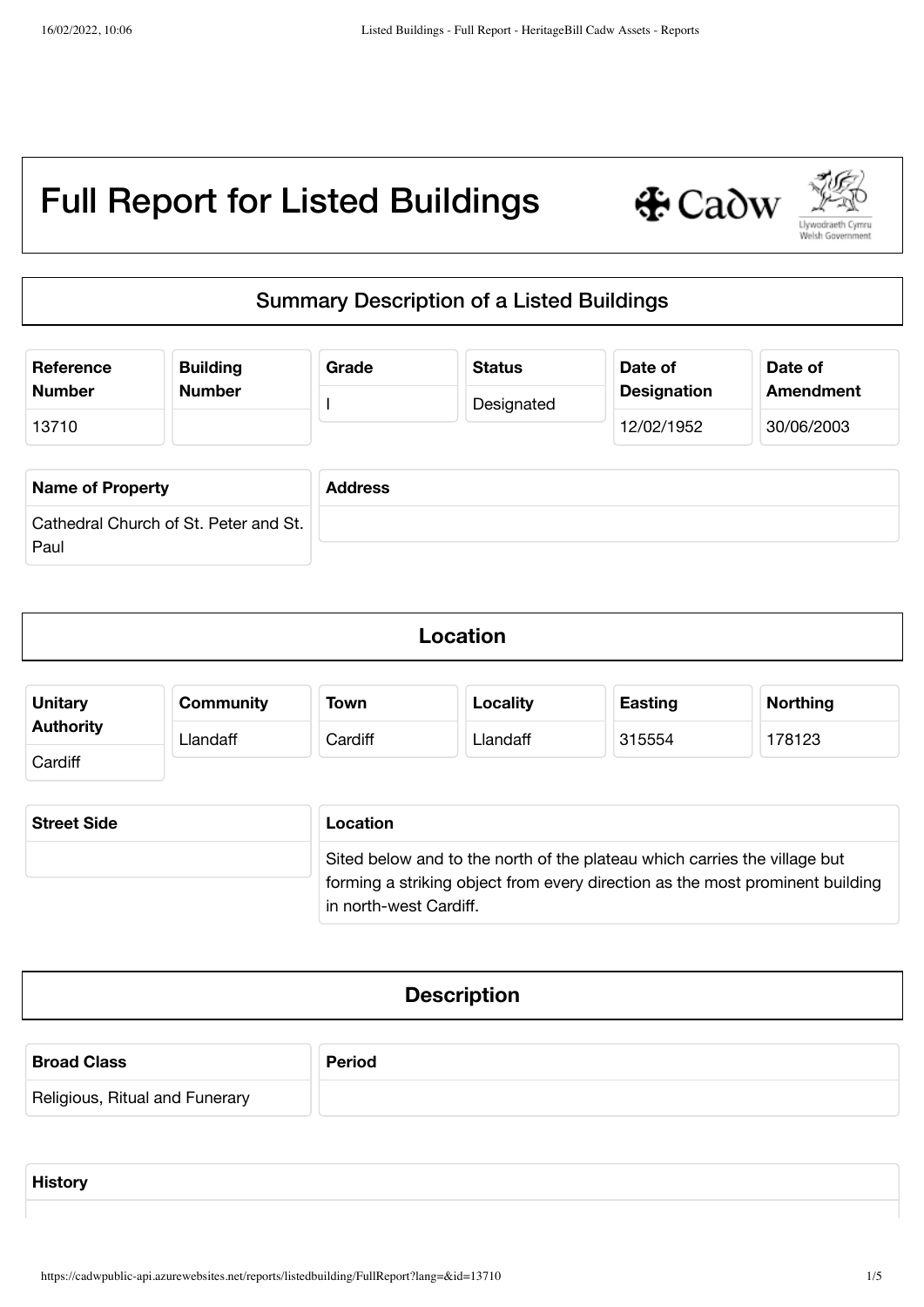# Full Report for Listed Buildings

## Summary Description of a Listed Buildings

| Reference Number | Building Number | Grade | Status | Date of Designation | Date of Amendment |
|---|---|---|---|---|---|
| 13710 | | I | Designated | 12/02/1952 | 30/06/2003 |

| Name of Property | Address |
|---|---|
| Cathedral Church of St. Peter and St. Paul | |

## Location

| Unitary Authority | Community | Town | Locality | Easting | Northing |
|---|---|---|---|---|---|
| Cardiff | Llandaff | Cardiff | Llandaff | 315554 | 178123 |

| Street Side | Location |
|---|---|
| | Sited below and to the north of the plateau which carries the village but forming a striking object from every direction as the most prominent building in north-west Cardiff. |

## Description

| Broad Class | Period |
|---|---|
| Religious, Ritual and Funerary | |

**History**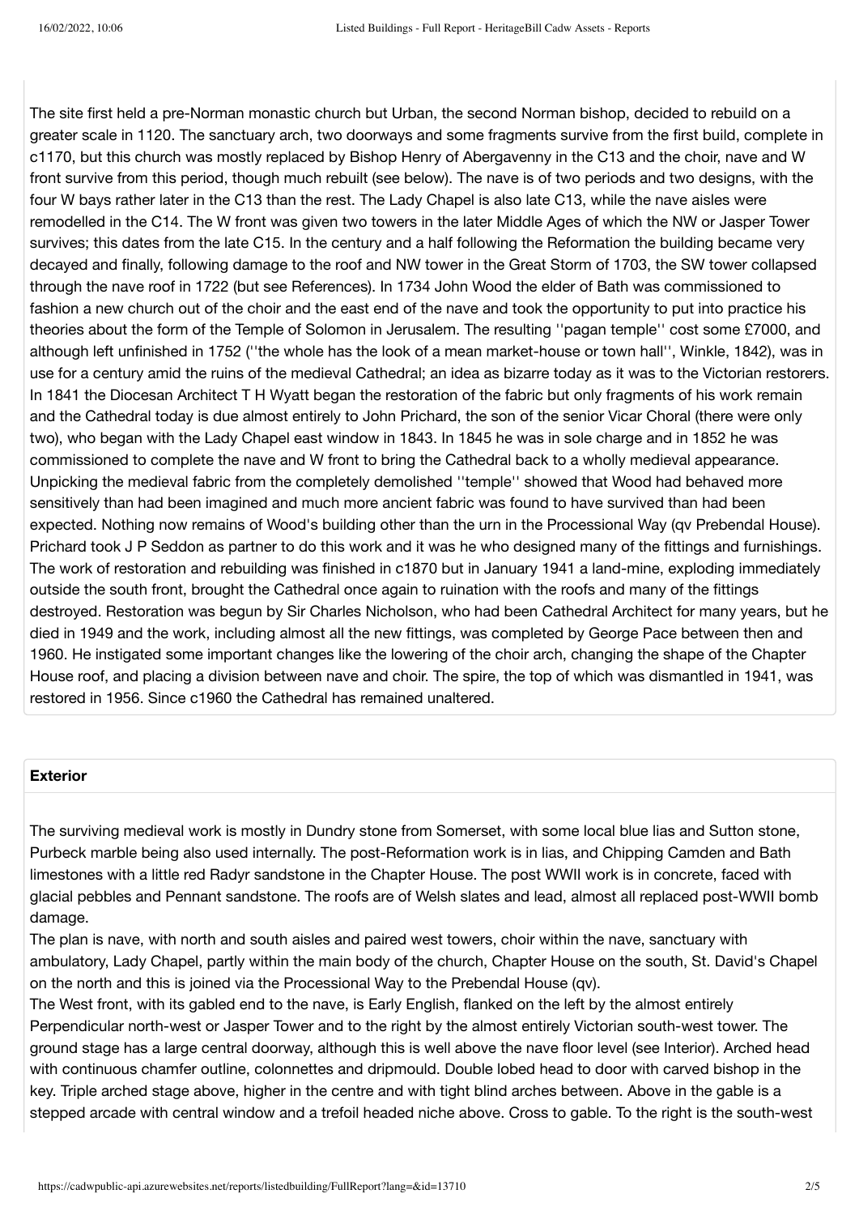The site first held a pre-Norman monastic church but Urban, the second Norman bishop, decided to rebuild on a greater scale in 1120. The sanctuary arch, two doorways and some fragments survive from the first build, complete in c1170, but this church was mostly replaced by Bishop Henry of Abergavenny in the C13 and the choir, nave and W front survive from this period, though much rebuilt (see below). The nave is of two periods and two designs, with the four W bays rather later in the C13 than the rest. The Lady Chapel is also late C13, while the nave aisles were remodelled in the C14. The W front was given two towers in the later Middle Ages of which the NW or Jasper Tower survives; this dates from the late C15. In the century and a half following the Reformation the building became very decayed and finally, following damage to the roof and NW tower in the Great Storm of 1703, the SW tower collapsed through the nave roof in 1722 (but see References). In 1734 John Wood the elder of Bath was commissioned to fashion a new church out of the choir and the east end of the nave and took the opportunity to put into practice his theories about the form of the Temple of Solomon in Jerusalem. The resulting ''pagan temple'' cost some £7000, and although left unfinished in 1752 (''the whole has the look of a mean market-house or town hall'', Winkle, 1842), was in use for a century amid the ruins of the medieval Cathedral; an idea as bizarre today as it was to the Victorian restorers. In 1841 the Diocesan Architect T H Wyatt began the restoration of the fabric but only fragments of his work remain and the Cathedral today is due almost entirely to John Prichard, the son of the senior Vicar Choral (there were only two), who began with the Lady Chapel east window in 1843. In 1845 he was in sole charge and in 1852 he was commissioned to complete the nave and W front to bring the Cathedral back to a wholly medieval appearance. Unpicking the medieval fabric from the completely demolished ''temple'' showed that Wood had behaved more sensitively than had been imagined and much more ancient fabric was found to have survived than had been expected. Nothing now remains of Wood's building other than the urn in the Processional Way (qv Prebendal House). Prichard took J P Seddon as partner to do this work and it was he who designed many of the fittings and furnishings. The work of restoration and rebuilding was finished in c1870 but in January 1941 a land-mine, exploding immediately outside the south front, brought the Cathedral once again to ruination with the roofs and many of the fittings destroyed. Restoration was begun by Sir Charles Nicholson, who had been Cathedral Architect for many years, but he died in 1949 and the work, including almost all the new fittings, was completed by George Pace between then and 1960. He instigated some important changes like the lowering of the choir arch, changing the shape of the Chapter House roof, and placing a division between nave and choir. The spire, the top of which was dismantled in 1941, was restored in 1956. Since c1960 the Cathedral has remained unaltered.

## Exterior

The surviving medieval work is mostly in Dundry stone from Somerset, with some local blue lias and Sutton stone, Purbeck marble being also used internally. The post-Reformation work is in lias, and Chipping Camden and Bath limestones with a little red Radyr sandstone in the Chapter House. The post WWII work is in concrete, faced with glacial pebbles and Pennant sandstone. The roofs are of Welsh slates and lead, almost all replaced post-WWII bomb damage.

The plan is nave, with north and south aisles and paired west towers, choir within the nave, sanctuary with ambulatory, Lady Chapel, partly within the main body of the church, Chapter House on the south, St. David's Chapel on the north and this is joined via the Processional Way to the Prebendal House (qv).

The West front, with its gabled end to the nave, is Early English, flanked on the left by the almost entirely Perpendicular north-west or Jasper Tower and to the right by the almost entirely Victorian south-west tower. The ground stage has a large central doorway, although this is well above the nave floor level (see Interior). Arched head with continuous chamfer outline, colonnettes and dripmould. Double lobed head to door with carved bishop in the key. Triple arched stage above, higher in the centre and with tight blind arches between. Above in the gable is a stepped arcade with central window and a trefoil headed niche above. Cross to gable. To the right is the south-west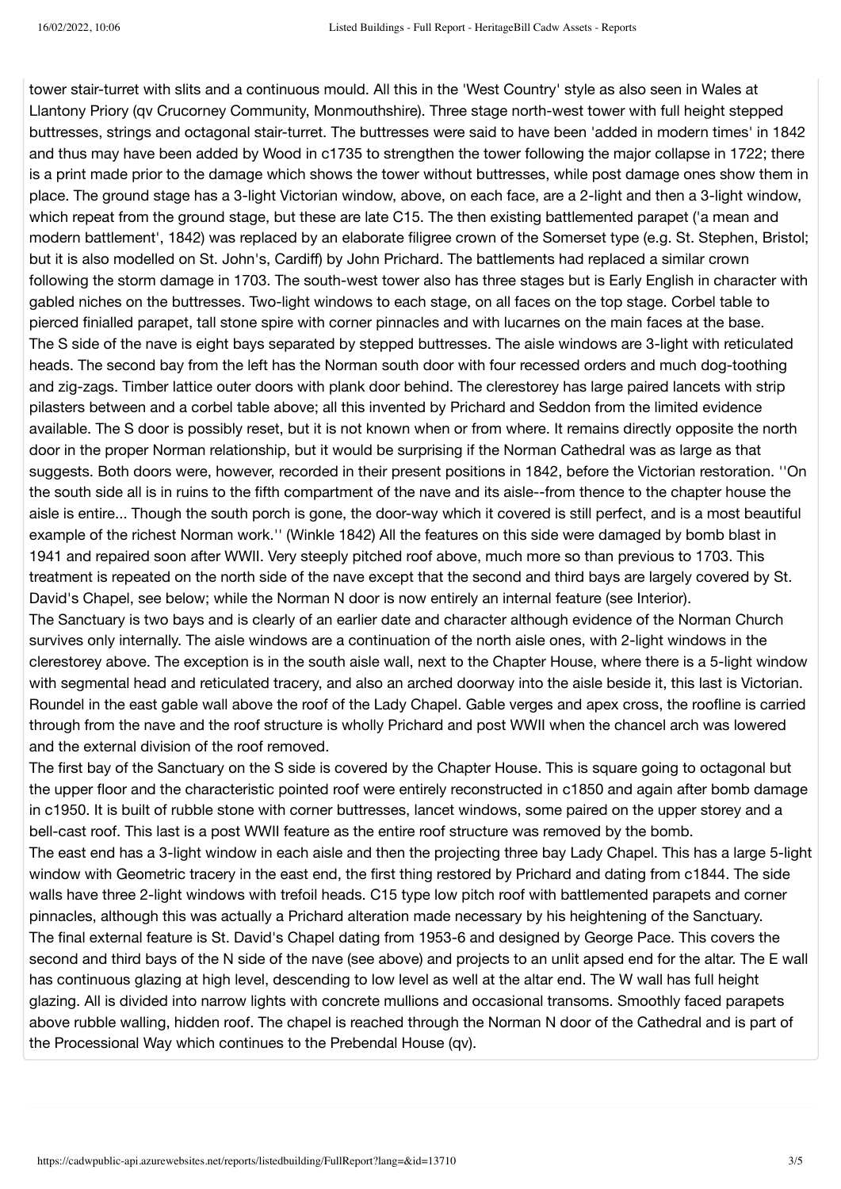tower stair-turret with slits and a continuous mould. All this in the 'West Country' style as also seen in Wales at Llantony Priory (qv Crucorney Community, Monmouthshire). Three stage north-west tower with full height stepped buttresses, strings and octagonal stair-turret. The buttresses were said to have been 'added in modern times' in 1842 and thus may have been added by Wood in c1735 to strengthen the tower following the major collapse in 1722; there is a print made prior to the damage which shows the tower without buttresses, while post damage ones show them in place. The ground stage has a 3-light Victorian window, above, on each face, are a 2-light and then a 3-light window, which repeat from the ground stage, but these are late C15. The then existing battlemented parapet ('a mean and modern battlement', 1842) was replaced by an elaborate filigree crown of the Somerset type (e.g. St. Stephen, Bristol; but it is also modelled on St. John's, Cardiff) by John Prichard. The battlements had replaced a similar crown following the storm damage in 1703. The south-west tower also has three stages but is Early English in character with gabled niches on the buttresses. Two-light windows to each stage, on all faces on the top stage. Corbel table to pierced finialled parapet, tall stone spire with corner pinnacles and with lucarnes on the main faces at the base.
The S side of the nave is eight bays separated by stepped buttresses. The aisle windows are 3-light with reticulated heads. The second bay from the left has the Norman south door with four recessed orders and much dog-toothing and zig-zags. Timber lattice outer doors with plank door behind. The clerestorey has large paired lancets with strip pilasters between and a corbel table above; all this invented by Prichard and Seddon from the limited evidence available. The S door is possibly reset, but it is not known when or from where. It remains directly opposite the north door in the proper Norman relationship, but it would be surprising if the Norman Cathedral was as large as that suggests. Both doors were, however, recorded in their present positions in 1842, before the Victorian restoration. ''On the south side all is in ruins to the fifth compartment of the nave and its aisle--from thence to the chapter house the aisle is entire... Though the south porch is gone, the door-way which it covered is still perfect, and is a most beautiful example of the richest Norman work.'' (Winkle 1842) All the features on this side were damaged by bomb blast in 1941 and repaired soon after WWII. Very steeply pitched roof above, much more so than previous to 1703. This treatment is repeated on the north side of the nave except that the second and third bays are largely covered by St. David's Chapel, see below; while the Norman N door is now entirely an internal feature (see Interior).
The Sanctuary is two bays and is clearly of an earlier date and character although evidence of the Norman Church survives only internally. The aisle windows are a continuation of the north aisle ones, with 2-light windows in the clerestorey above. The exception is in the south aisle wall, next to the Chapter House, where there is a 5-light window with segmental head and reticulated tracery, and also an arched doorway into the aisle beside it, this last is Victorian. Roundel in the east gable wall above the roof of the Lady Chapel. Gable verges and apex cross, the roofline is carried through from the nave and the roof structure is wholly Prichard and post WWII when the chancel arch was lowered and the external division of the roof removed.
The first bay of the Sanctuary on the S side is covered by the Chapter House. This is square going to octagonal but the upper floor and the characteristic pointed roof were entirely reconstructed in c1850 and again after bomb damage in c1950. It is built of rubble stone with corner buttresses, lancet windows, some paired on the upper storey and a bell-cast roof. This last is a post WWII feature as the entire roof structure was removed by the bomb.
The east end has a 3-light window in each aisle and then the projecting three bay Lady Chapel. This has a large 5-light window with Geometric tracery in the east end, the first thing restored by Prichard and dating from c1844. The side walls have three 2-light windows with trefoil heads. C15 type low pitch roof with battlemented parapets and corner pinnacles, although this was actually a Prichard alteration made necessary by his heightening of the Sanctuary.
The final external feature is St. David's Chapel dating from 1953-6 and designed by George Pace. This covers the second and third bays of the N side of the nave (see above) and projects to an unlit apsed end for the altar. The E wall has continuous glazing at high level, descending to low level as well at the altar end. The W wall has full height glazing. All is divided into narrow lights with concrete mullions and occasional transoms. Smoothly faced parapets above rubble walling, hidden roof. The chapel is reached through the Norman N door of the Cathedral and is part of the Processional Way which continues to the Prebendal House (qv).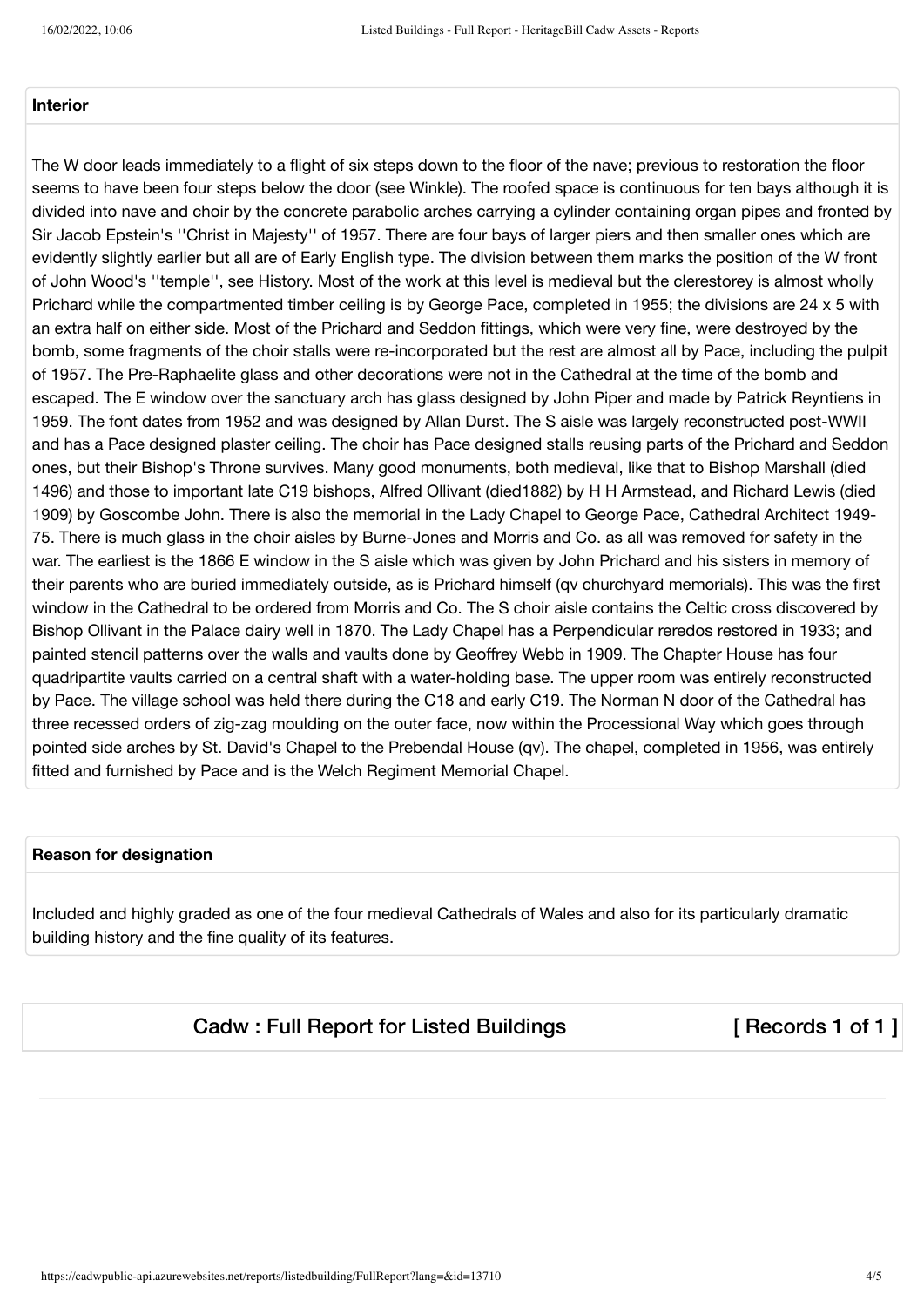### Interior

The W door leads immediately to a flight of six steps down to the floor of the nave; previous to restoration the floor seems to have been four steps below the door (see Winkle). The roofed space is continuous for ten bays although it is divided into nave and choir by the concrete parabolic arches carrying a cylinder containing organ pipes and fronted by Sir Jacob Epstein's ''Christ in Majesty'' of 1957. There are four bays of larger piers and then smaller ones which are evidently slightly earlier but all are of Early English type. The division between them marks the position of the W front of John Wood's ''temple'', see History. Most of the work at this level is medieval but the clerestorey is almost wholly Prichard while the compartmented timber ceiling is by George Pace, completed in 1955; the divisions are 24 x 5 with an extra half on either side. Most of the Prichard and Seddon fittings, which were very fine, were destroyed by the bomb, some fragments of the choir stalls were re-incorporated but the rest are almost all by Pace, including the pulpit of 1957. The Pre-Raphaelite glass and other decorations were not in the Cathedral at the time of the bomb and escaped. The E window over the sanctuary arch has glass designed by John Piper and made by Patrick Reyntiens in 1959. The font dates from 1952 and was designed by Allan Durst. The S aisle was largely reconstructed post-WWII and has a Pace designed plaster ceiling. The choir has Pace designed stalls reusing parts of the Prichard and Seddon ones, but their Bishop's Throne survives. Many good monuments, both medieval, like that to Bishop Marshall (died 1496) and those to important late C19 bishops, Alfred Ollivant (died1882) by H H Armstead, and Richard Lewis (died 1909) by Goscombe John. There is also the memorial in the Lady Chapel to George Pace, Cathedral Architect 1949-75. There is much glass in the choir aisles by Burne-Jones and Morris and Co. as all was removed for safety in the war. The earliest is the 1866 E window in the S aisle which was given by John Prichard and his sisters in memory of their parents who are buried immediately outside, as is Prichard himself (qv churchyard memorials). This was the first window in the Cathedral to be ordered from Morris and Co. The S choir aisle contains the Celtic cross discovered by Bishop Ollivant in the Palace dairy well in 1870. The Lady Chapel has a Perpendicular reredos restored in 1933; and painted stencil patterns over the walls and vaults done by Geoffrey Webb in 1909. The Chapter House has four quadripartite vaults carried on a central shaft with a water-holding base. The upper room was entirely reconstructed by Pace. The village school was held there during the C18 and early C19. The Norman N door of the Cathedral has three recessed orders of zig-zag moulding on the outer face, now within the Processional Way which goes through pointed side arches by St. David's Chapel to the Prebendal House (qv). The chapel, completed in 1956, was entirely fitted and furnished by Pace and is the Welch Regiment Memorial Chapel.

### Reason for designation

Included and highly graded as one of the four medieval Cathedrals of Wales and also for its particularly dramatic building history and the fine quality of its features.

## Cadw : Full Report for Listed Buildings [ Records 1 of 1 ]